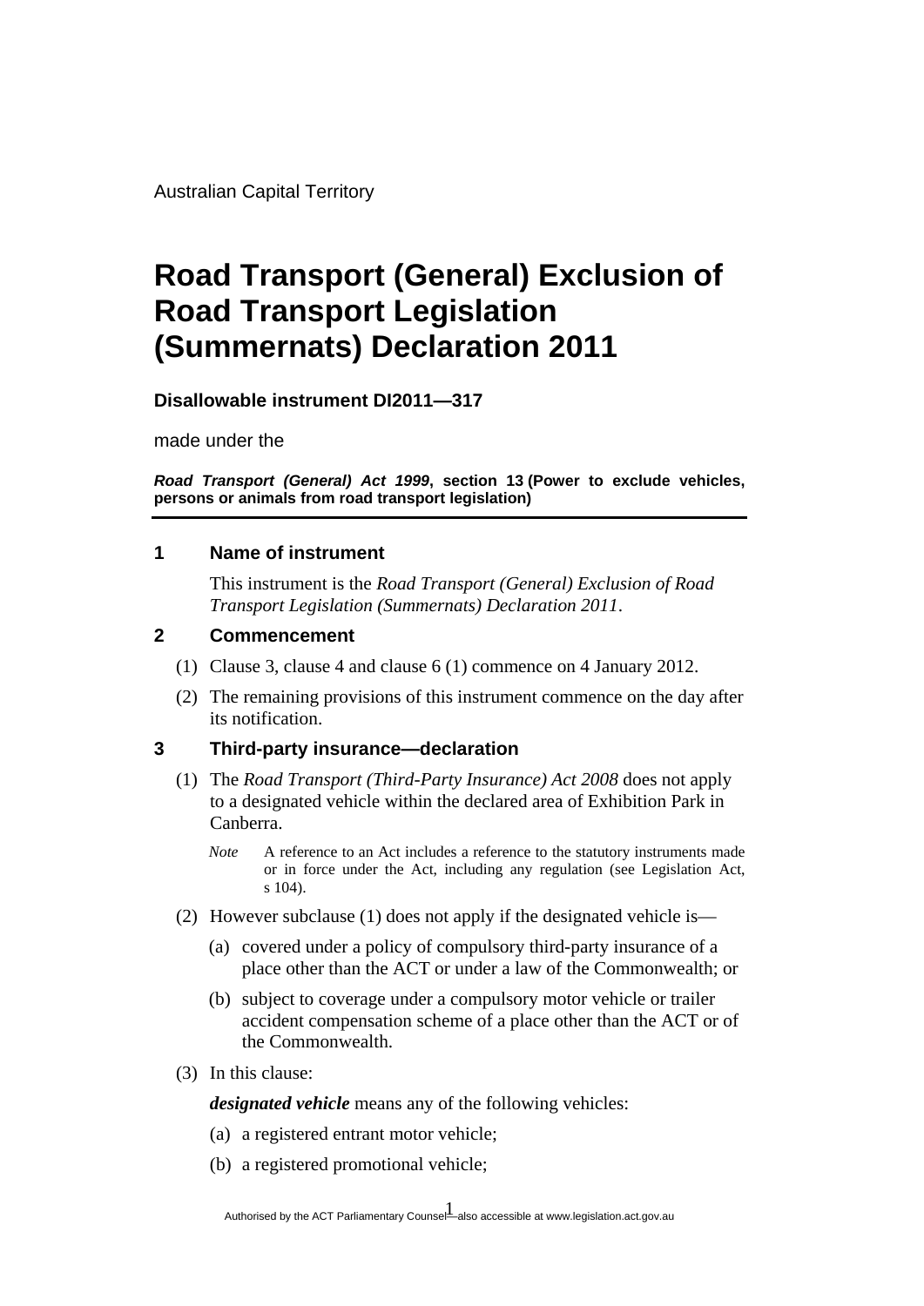Australian Capital Territory

# Road Transport (General) Exclusion of Road Transport Legislation (Summernats) Declaration 2011

**Disallowable instrument DI2011—317**

made under the

***Road Transport (General) Act 1999*, section 13 (Power to exclude vehicles, persons or animals from road transport legislation)**

---

### 1 Name of instrument

This instrument is the *Road Transport (General) Exclusion of Road Transport Legislation (Summernats) Declaration 2011*.

### 2 Commencement

(1) Clause 3, clause 4 and clause 6 (1) commence on 4 January 2012.

(2) The remaining provisions of this instrument commence on the day after its notification.

### 3 Third-party insurance—declaration

(1) The *Road Transport (Third-Party Insurance) Act 2008* does not apply to a designated vehicle within the declared area of Exhibition Park in Canberra.

*Note* A reference to an Act includes a reference to the statutory instruments made or in force under the Act, including any regulation (see Legislation Act, s 104).

(2) However subclause (1) does not apply if the designated vehicle is—

(a) covered under a policy of compulsory third-party insurance of a place other than the ACT or under a law of the Commonwealth; or

(b) subject to coverage under a compulsory motor vehicle or trailer accident compensation scheme of a place other than the ACT or of the Commonwealth.

(3) In this clause:

***designated vehicle*** means any of the following vehicles:

(a) a registered entrant motor vehicle;

(b) a registered promotional vehicle;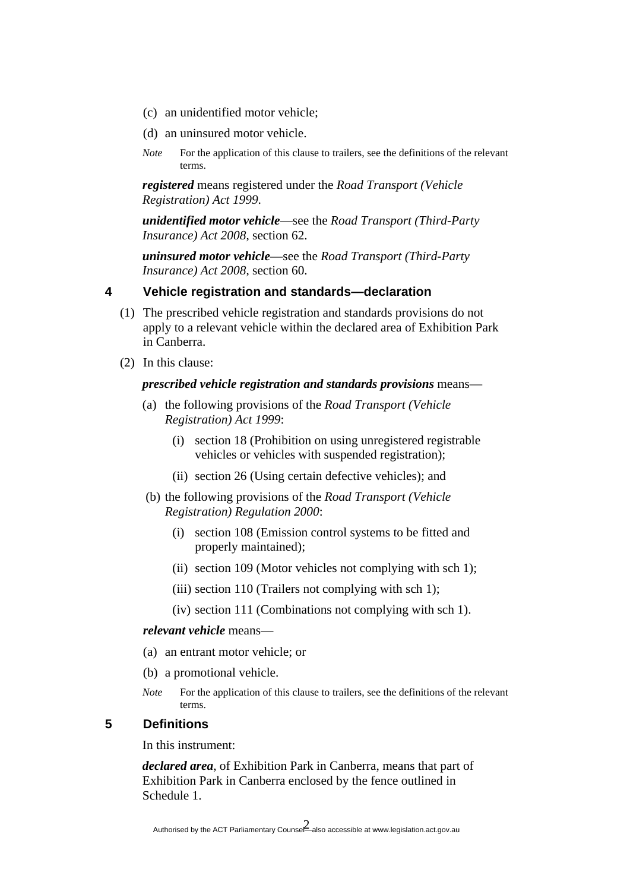(c) an unidentified motor vehicle;

(d) an uninsured motor vehicle.

*Note* For the application of this clause to trailers, see the definitions of the relevant terms.

***registered*** means registered under the *Road Transport (Vehicle Registration) Act 1999*.

***unidentified motor vehicle***—see the *Road Transport (Third-Party Insurance) Act 2008*, section 62.

***uninsured motor vehicle***—see the *Road Transport (Third-Party Insurance) Act 2008*, section 60.

## 4 Vehicle registration and standards—declaration

(1) The prescribed vehicle registration and standards provisions do not apply to a relevant vehicle within the declared area of Exhibition Park in Canberra.

(2) In this clause:

***prescribed vehicle registration and standards provisions*** means—

(a) the following provisions of the *Road Transport (Vehicle Registration) Act 1999*:

(i) section 18 (Prohibition on using unregistered registrable vehicles or vehicles with suspended registration);

(ii) section 26 (Using certain defective vehicles); and

(b) the following provisions of the *Road Transport (Vehicle Registration) Regulation 2000*:

(i) section 108 (Emission control systems to be fitted and properly maintained);

(ii) section 109 (Motor vehicles not complying with sch 1);

(iii) section 110 (Trailers not complying with sch 1);

(iv) section 111 (Combinations not complying with sch 1).

***relevant vehicle*** means—

(a) an entrant motor vehicle; or

(b) a promotional vehicle.

*Note* For the application of this clause to trailers, see the definitions of the relevant terms.

## 5 Definitions

In this instrument:

***declared area***, of Exhibition Park in Canberra, means that part of Exhibition Park in Canberra enclosed by the fence outlined in Schedule 1.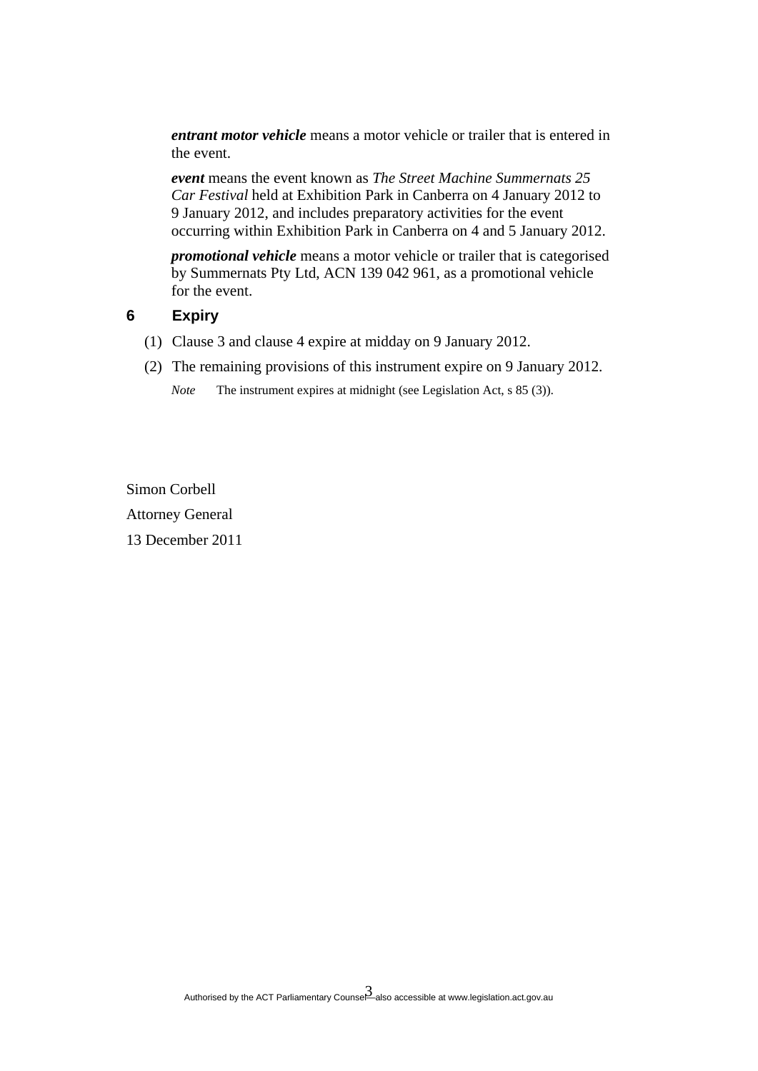***entrant motor vehicle*** means a motor vehicle or trailer that is entered in the event.

***event*** means the event known as *The Street Machine Summernats 25 Car Festival* held at Exhibition Park in Canberra on 4 January 2012 to 9 January 2012, and includes preparatory activities for the event occurring within Exhibition Park in Canberra on 4 and 5 January 2012.

***promotional vehicle*** means a motor vehicle or trailer that is categorised by Summernats Pty Ltd, ACN 139 042 961, as a promotional vehicle for the event.

## 6 Expiry

(1) Clause 3 and clause 4 expire at midday on 9 January 2012.

(2) The remaining provisions of this instrument expire on 9 January 2012.

*Note* The instrument expires at midnight (see Legislation Act, s 85 (3)).

Simon Corbell

Attorney General

13 December 2011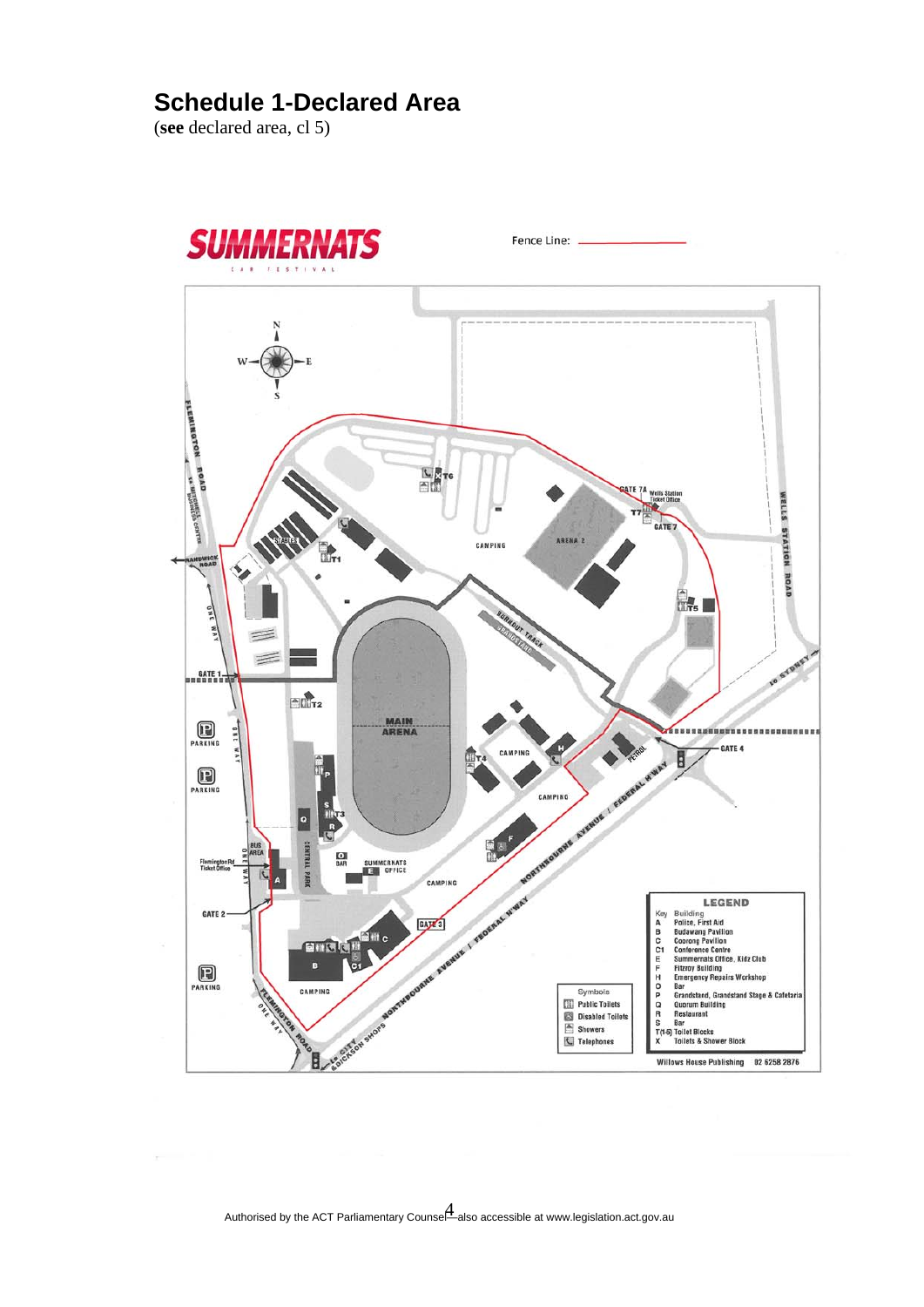# Schedule 1-Declared Area

(**see** declared area, cl 5)

SUMMERNATS

CAR FESTIVAL

Fence Line:

N
W
E
S

FLEMINGTON ROAD

RANDWICK ROAD

ONE WAY

GATE 1

GATE 2

PARKING

PARKING

PARKING

Flemington Rd Ticket Office

BUS AREA

CENTRAL PARK

STABLES

T1

T2

T3

T4

T5

T6

T7

CAMPING

CAMPING

CAMPING

CAMPING

CAMPING

MAIN ARENA

ARENA 2

BURNOUT TRACK

GRANDSTAND

GATE 7A

Wells Station Ticket Office

GATE 7

WELLS STATION ROAD

to SYDNEY

GATE 4

PETROL

GATE 3

SUMMERNATS OFFICE

BAR

NORTHBOURNE AVENUE / FEDERAL H'WAY

FLEMINGTON ROAD

to CITY & DICKSON SHOPS

Symbols
- Public Toilets
- Disabled Toilets
- Showers
- Telephones

LEGEND

| Key | Building |
|---|---|
| A | Police, First Aid |
| B | Budawang Pavilion |
| C | Coorong Pavilion |
| C1 | Conference Centre |
| E | Summernats Office, Kidz Club |
| F | Fitzroy Building |
| H | Emergency Repairs Workshop |
| O | Bar |
| P | Grandstand, Grandstand Stage & Cafeteria |
| Q | Quorum Building |
| R | Restaurant |
| S | Bar |
| T(1-5) | Toilet Blocks |
| X | Toilets & Shower Block |

Willows House Publishing 02 6258 2876